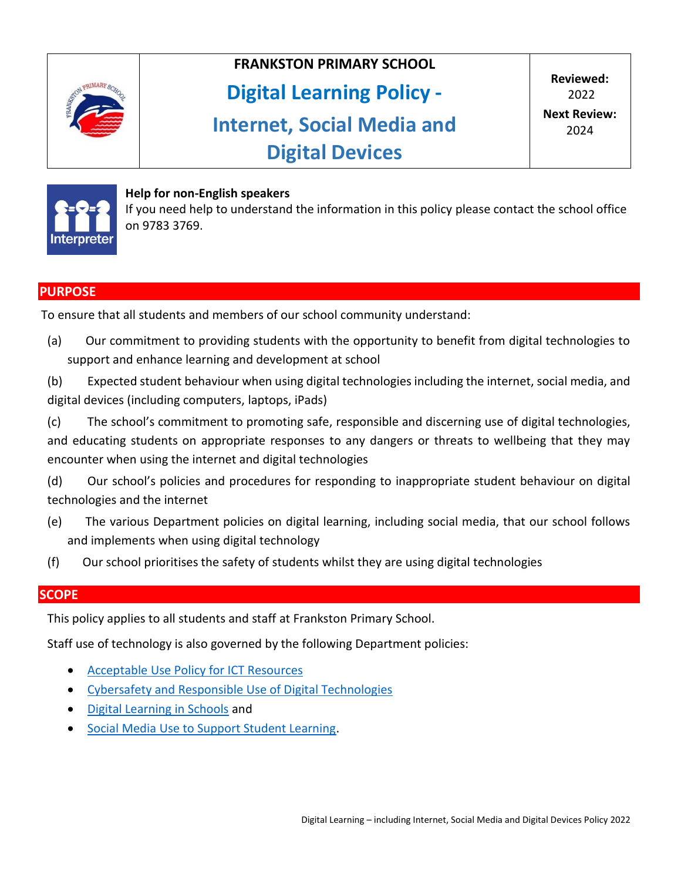| | FRANKSTON PRIMARY SCHOOL<br>**Digital Learning Policy - Internet, Social Media and Digital Devices** | **Reviewed:** 2022<br>**Next Review:** 2024 |
|---|---|---|

**Help for non-English speakers**
If you need help to understand the information in this policy please contact the school office on 9783 3769.

## PURPOSE

To ensure that all students and members of our school community understand:

(a) Our commitment to providing students with the opportunity to benefit from digital technologies to support and enhance learning and development at school

(b) Expected student behaviour when using digital technologies including the internet, social media, and digital devices (including computers, laptops, iPads)

(c) The school's commitment to promoting safe, responsible and discerning use of digital technologies, and educating students on appropriate responses to any dangers or threats to wellbeing that they may encounter when using the internet and digital technologies

(d) Our school's policies and procedures for responding to inappropriate student behaviour on digital technologies and the internet

(e) The various Department policies on digital learning, including social media, that our school follows and implements when using digital technology

(f) Our school prioritises the safety of students whilst they are using digital technologies

## SCOPE

This policy applies to all students and staff at Frankston Primary School.

Staff use of technology is also governed by the following Department policies:

- Acceptable Use Policy for ICT Resources
- Cybersafety and Responsible Use of Digital Technologies
- Digital Learning in Schools and
- Social Media Use to Support Student Learning.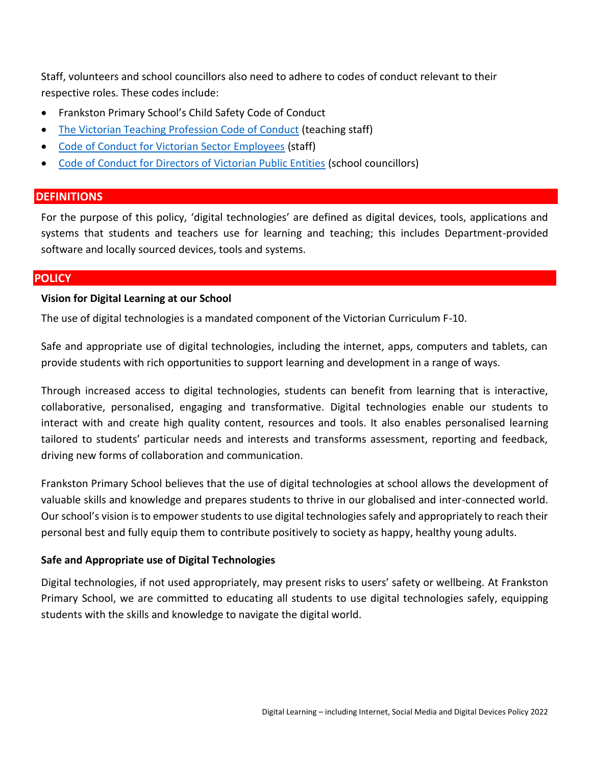Staff, volunteers and school councillors also need to adhere to codes of conduct relevant to their respective roles. These codes include:

- Frankston Primary School's Child Safety Code of Conduct
- The Victorian Teaching Profession Code of Conduct (teaching staff)
- Code of Conduct for Victorian Sector Employees (staff)
- Code of Conduct for Directors of Victorian Public Entities (school councillors)

## DEFINITIONS

For the purpose of this policy, 'digital technologies' are defined as digital devices, tools, applications and systems that students and teachers use for learning and teaching; this includes Department-provided software and locally sourced devices, tools and systems.

## POLICY

### Vision for Digital Learning at our School

The use of digital technologies is a mandated component of the Victorian Curriculum F-10.

Safe and appropriate use of digital technologies, including the internet, apps, computers and tablets, can provide students with rich opportunities to support learning and development in a range of ways.

Through increased access to digital technologies, students can benefit from learning that is interactive, collaborative, personalised, engaging and transformative. Digital technologies enable our students to interact with and create high quality content, resources and tools. It also enables personalised learning tailored to students' particular needs and interests and transforms assessment, reporting and feedback, driving new forms of collaboration and communication.

Frankston Primary School believes that the use of digital technologies at school allows the development of valuable skills and knowledge and prepares students to thrive in our globalised and inter-connected world. Our school's vision is to empower students to use digital technologies safely and appropriately to reach their personal best and fully equip them to contribute positively to society as happy, healthy young adults.

### Safe and Appropriate use of Digital Technologies

Digital technologies, if not used appropriately, may present risks to users' safety or wellbeing. At Frankston Primary School, we are committed to educating all students to use digital technologies safely, equipping students with the skills and knowledge to navigate the digital world.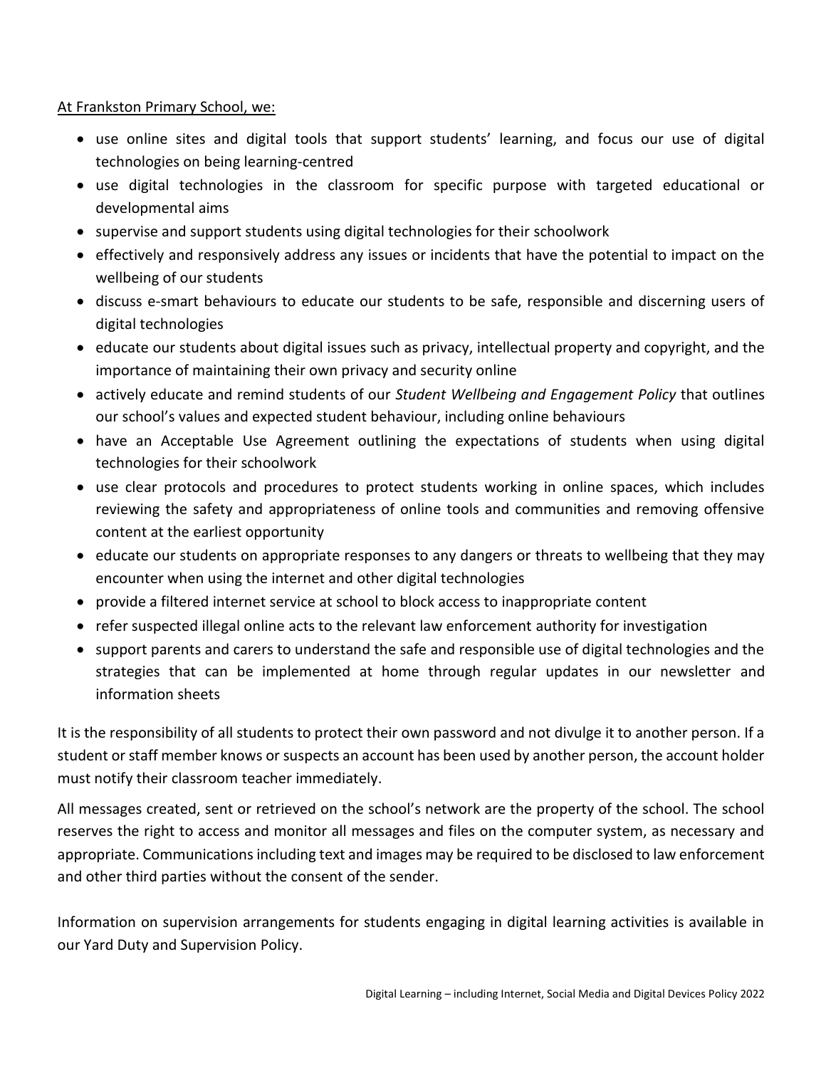At Frankston Primary School, we:

- use online sites and digital tools that support students' learning, and focus our use of digital technologies on being learning-centred
- use digital technologies in the classroom for specific purpose with targeted educational or developmental aims
- supervise and support students using digital technologies for their schoolwork
- effectively and responsively address any issues or incidents that have the potential to impact on the wellbeing of our students
- discuss e-smart behaviours to educate our students to be safe, responsible and discerning users of digital technologies
- educate our students about digital issues such as privacy, intellectual property and copyright, and the importance of maintaining their own privacy and security online
- actively educate and remind students of our *Student Wellbeing and Engagement Policy* that outlines our school's values and expected student behaviour, including online behaviours
- have an Acceptable Use Agreement outlining the expectations of students when using digital technologies for their schoolwork
- use clear protocols and procedures to protect students working in online spaces, which includes reviewing the safety and appropriateness of online tools and communities and removing offensive content at the earliest opportunity
- educate our students on appropriate responses to any dangers or threats to wellbeing that they may encounter when using the internet and other digital technologies
- provide a filtered internet service at school to block access to inappropriate content
- refer suspected illegal online acts to the relevant law enforcement authority for investigation
- support parents and carers to understand the safe and responsible use of digital technologies and the strategies that can be implemented at home through regular updates in our newsletter and information sheets

It is the responsibility of all students to protect their own password and not divulge it to another person. If a student or staff member knows or suspects an account has been used by another person, the account holder must notify their classroom teacher immediately.

All messages created, sent or retrieved on the school's network are the property of the school. The school reserves the right to access and monitor all messages and files on the computer system, as necessary and appropriate. Communications including text and images may be required to be disclosed to law enforcement and other third parties without the consent of the sender.

Information on supervision arrangements for students engaging in digital learning activities is available in our Yard Duty and Supervision Policy.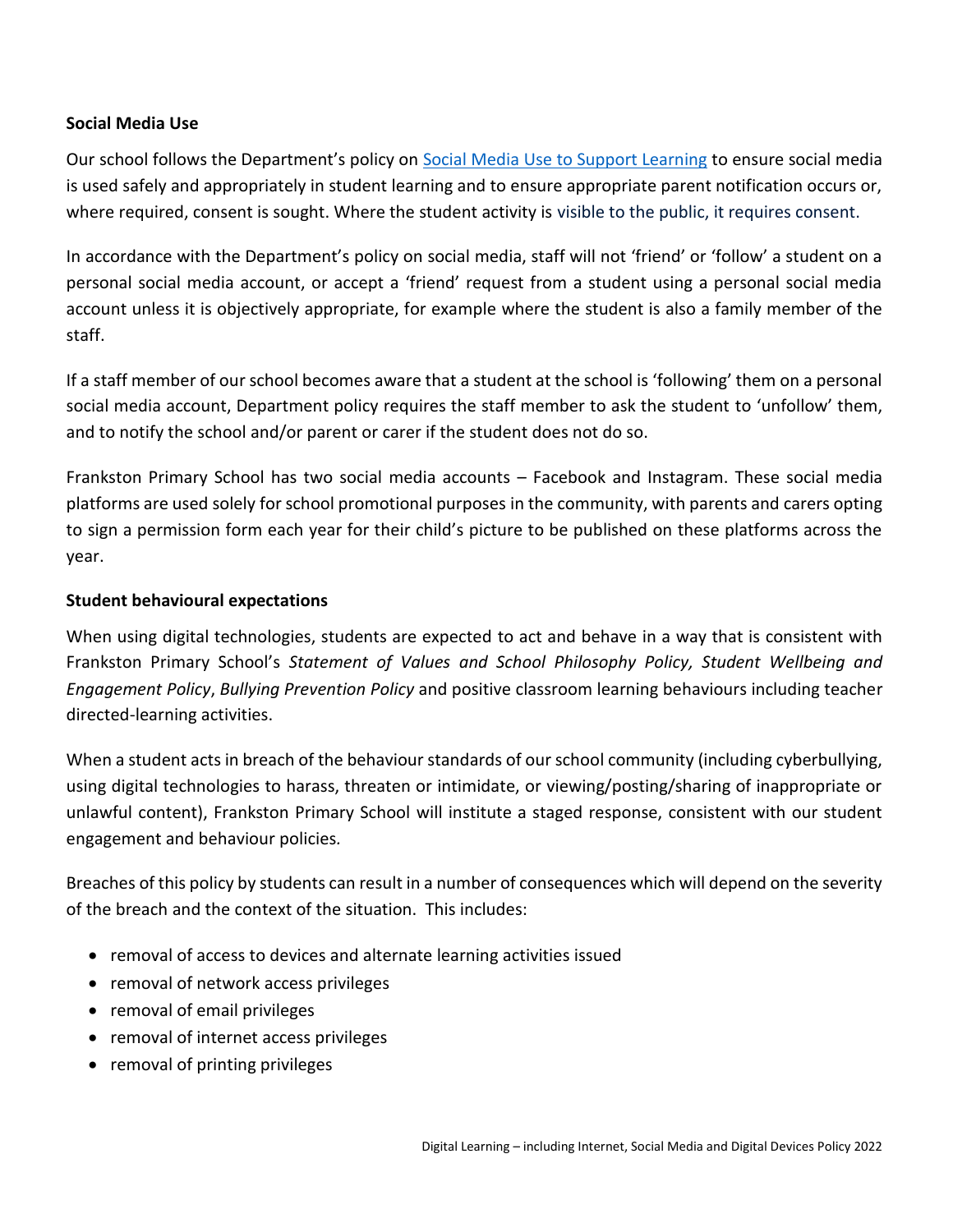**Social Media Use**

Our school follows the Department's policy on [Social Media Use to Support Learning] to ensure social media is used safely and appropriately in student learning and to ensure appropriate parent notification occurs or, where required, consent is sought. Where the student activity is visible to the public, it requires consent.

In accordance with the Department's policy on social media, staff will not 'friend' or 'follow' a student on a personal social media account, or accept a 'friend' request from a student using a personal social media account unless it is objectively appropriate, for example where the student is also a family member of the staff.

If a staff member of our school becomes aware that a student at the school is 'following' them on a personal social media account, Department policy requires the staff member to ask the student to 'unfollow' them, and to notify the school and/or parent or carer if the student does not do so.

Frankston Primary School has two social media accounts – Facebook and Instagram. These social media platforms are used solely for school promotional purposes in the community, with parents and carers opting to sign a permission form each year for their child's picture to be published on these platforms across the year.

**Student behavioural expectations**

When using digital technologies, students are expected to act and behave in a way that is consistent with Frankston Primary School's *Statement of Values and School Philosophy Policy, Student Wellbeing and Engagement Policy*, *Bullying Prevention Policy* and positive classroom learning behaviours including teacher directed-learning activities.

When a student acts in breach of the behaviour standards of our school community (including cyberbullying, using digital technologies to harass, threaten or intimidate, or viewing/posting/sharing of inappropriate or unlawful content), Frankston Primary School will institute a staged response, consistent with our student engagement and behaviour policies.

Breaches of this policy by students can result in a number of consequences which will depend on the severity of the breach and the context of the situation. This includes:

- removal of access to devices and alternate learning activities issued
- removal of network access privileges
- removal of email privileges
- removal of internet access privileges
- removal of printing privileges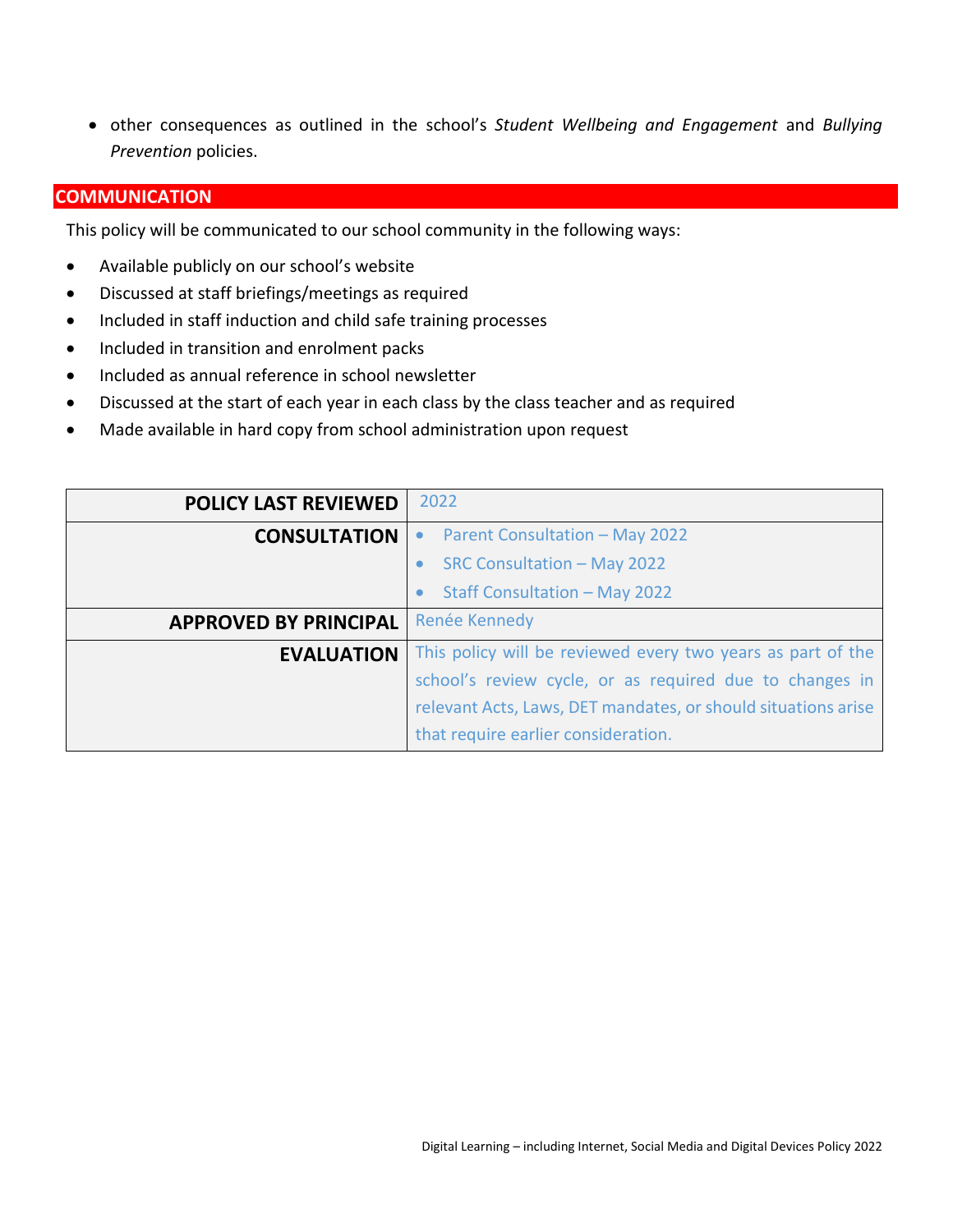- other consequences as outlined in the school's *Student Wellbeing and Engagement* and *Bullying Prevention* policies.

## COMMUNICATION

This policy will be communicated to our school community in the following ways:

- Available publicly on our school's website
- Discussed at staff briefings/meetings as required
- Included in staff induction and child safe training processes
- Included in transition and enrolment packs
- Included as annual reference in school newsletter
- Discussed at the start of each year in each class by the class teacher and as required
- Made available in hard copy from school administration upon request

| | |
|---|---|
| **POLICY LAST REVIEWED** | 2022 |
| **CONSULTATION** | • Parent Consultation – May 2022<br>• SRC Consultation – May 2022<br>• Staff Consultation – May 2022 |
| **APPROVED BY PRINCIPAL** | Renée Kennedy |
| **EVALUATION** | This policy will be reviewed every two years as part of the school's review cycle, or as required due to changes in relevant Acts, Laws, DET mandates, or should situations arise that require earlier consideration. |